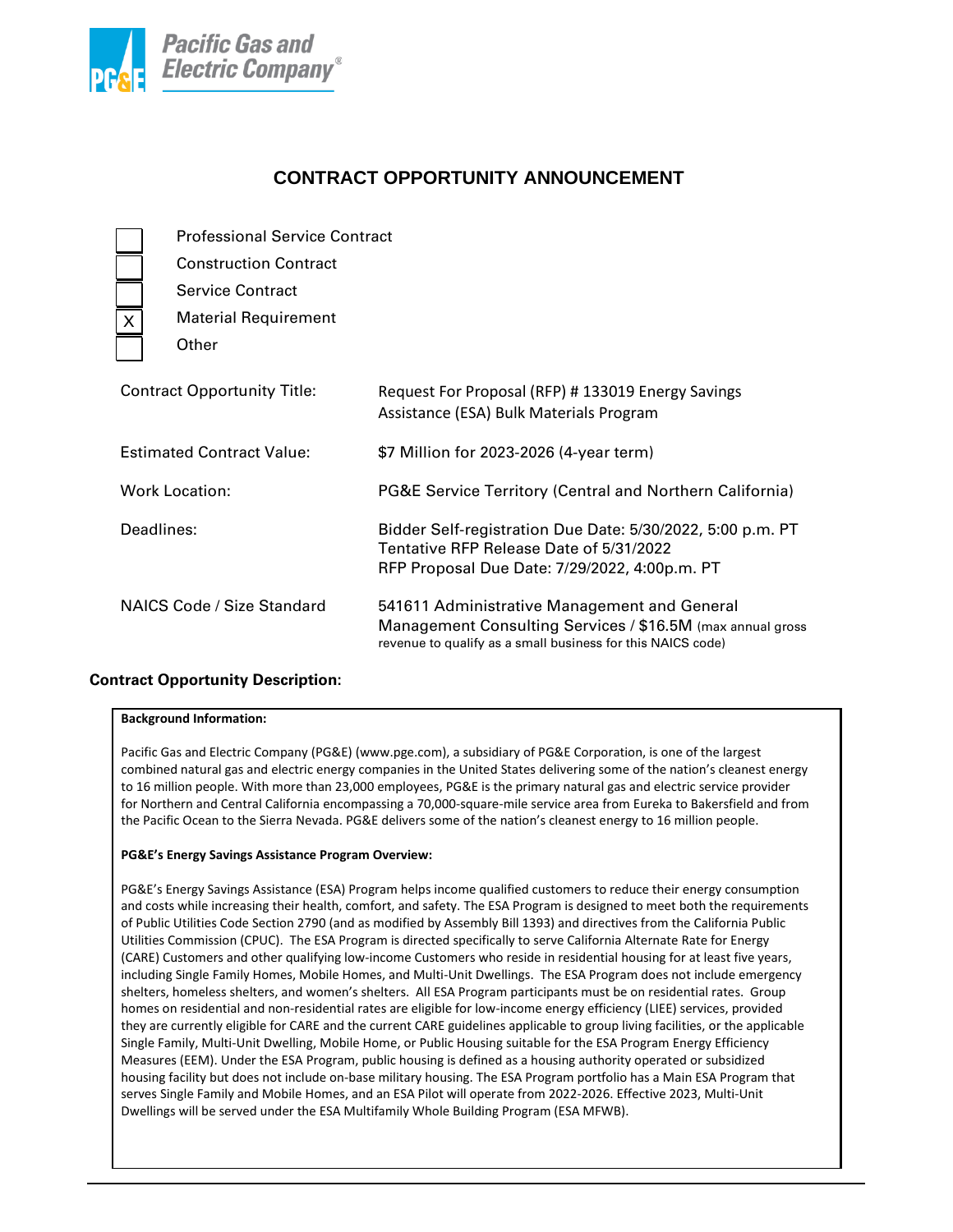Pacific Gas and Electric Company®

# CONTRACT OPPORTUNITY ANNOUNCEMENT

- [ ] Professional Service Contract
- [ ] Construction Contract
- [ ] Service Contract
- [x] Material Requirement
- [ ] Other

| | |
|---|---|
| Contract Opportunity Title: | Request For Proposal (RFP) # 133019 Energy Savings Assistance (ESA) Bulk Materials Program |
| Estimated Contract Value: | $7 Million for 2023-2026 (4-year term) |
| Work Location: | PG&E Service Territory (Central and Northern California) |
| Deadlines: | Bidder Self-registration Due Date: 5/30/2022, 5:00 p.m. PT<br>Tentative RFP Release Date of 5/31/2022<br>RFP Proposal Due Date: 7/29/2022, 4:00p.m. PT |
| NAICS Code / Size Standard | 541611 Administrative Management and General Management Consulting Services / $16.5M (max annual gross revenue to qualify as a small business for this NAICS code) |

## Contract Opportunity Description:

**Background Information:**

Pacific Gas and Electric Company (PG&E) (www.pge.com), a subsidiary of PG&E Corporation, is one of the largest combined natural gas and electric energy companies in the United States delivering some of the nation's cleanest energy to 16 million people. With more than 23,000 employees, PG&E is the primary natural gas and electric service provider for Northern and Central California encompassing a 70,000-square-mile service area from Eureka to Bakersfield and from the Pacific Ocean to the Sierra Nevada. PG&E delivers some of the nation's cleanest energy to 16 million people.

**PG&E's Energy Savings Assistance Program Overview:**

PG&E's Energy Savings Assistance (ESA) Program helps income qualified customers to reduce their energy consumption and costs while increasing their health, comfort, and safety. The ESA Program is designed to meet both the requirements of Public Utilities Code Section 2790 (and as modified by Assembly Bill 1393) and directives from the California Public Utilities Commission (CPUC). The ESA Program is directed specifically to serve California Alternate Rate for Energy (CARE) Customers and other qualifying low-income Customers who reside in residential housing for at least five years, including Single Family Homes, Mobile Homes, and Multi-Unit Dwellings. The ESA Program does not include emergency shelters, homeless shelters, and women's shelters. All ESA Program participants must be on residential rates. Group homes on residential and non-residential rates are eligible for low-income energy efficiency (LIEE) services, provided they are currently eligible for CARE and the current CARE guidelines applicable to group living facilities, or the applicable Single Family, Multi-Unit Dwelling, Mobile Home, or Public Housing suitable for the ESA Program Energy Efficiency Measures (EEM). Under the ESA Program, public housing is defined as a housing authority operated or subsidized housing facility but does not include on-base military housing. The ESA Program portfolio has a Main ESA Program that serves Single Family and Mobile Homes, and an ESA Pilot will operate from 2022-2026. Effective 2023, Multi-Unit Dwellings will be served under the ESA Multifamily Whole Building Program (ESA MFWB).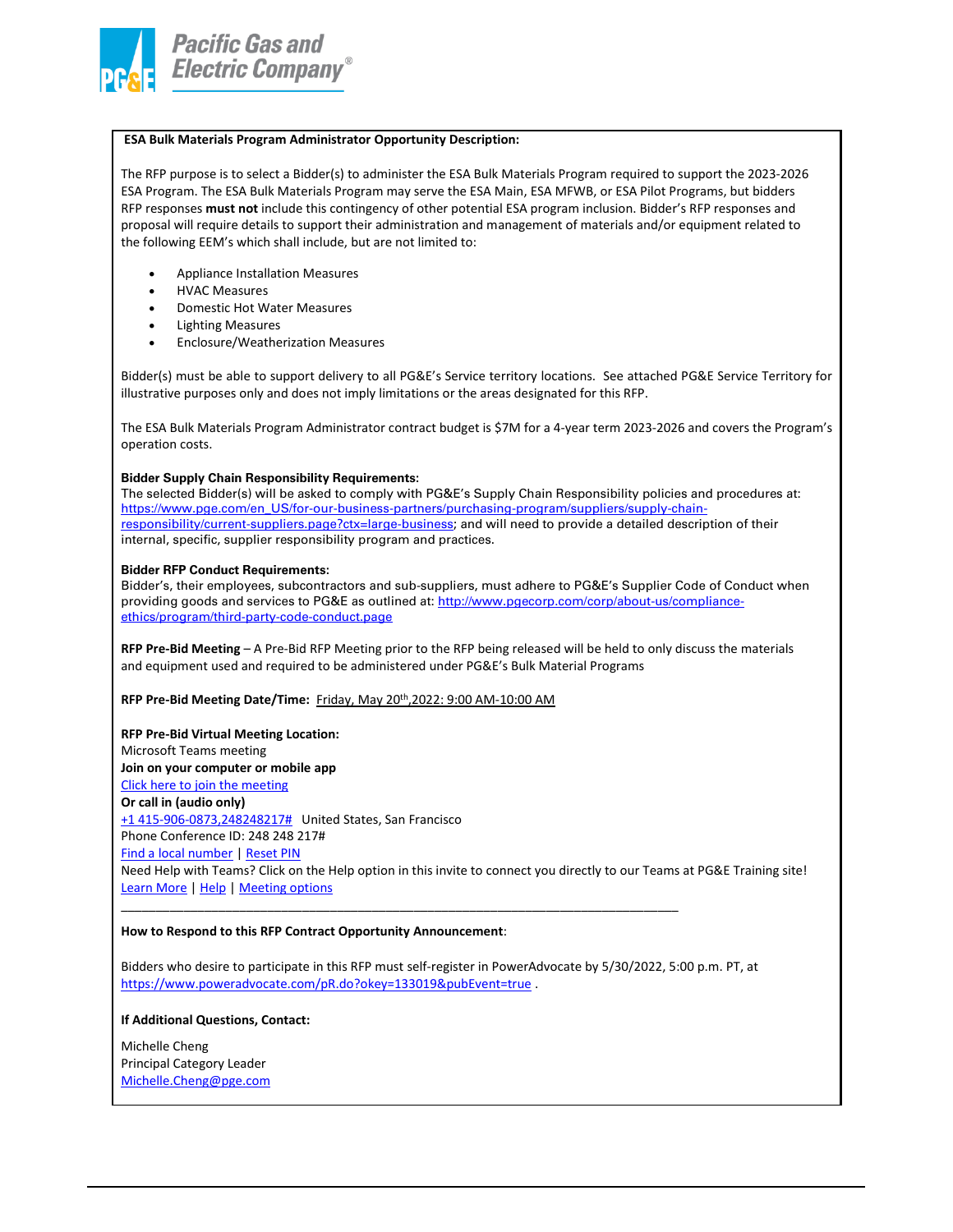**ESA Bulk Materials Program Administrator Opportunity Description:**

The RFP purpose is to select a Bidder(s) to administer the ESA Bulk Materials Program required to support the 2023-2026 ESA Program. The ESA Bulk Materials Program may serve the ESA Main, ESA MFWB, or ESA Pilot Programs, but bidders RFP responses **must not** include this contingency of other potential ESA program inclusion. Bidder's RFP responses and proposal will require details to support their administration and management of materials and/or equipment related to the following EEM's which shall include, but are not limited to:

- Appliance Installation Measures
- HVAC Measures
- Domestic Hot Water Measures
- Lighting Measures
- Enclosure/Weatherization Measures

Bidder(s) must be able to support delivery to all PG&E's Service territory locations. See attached PG&E Service Territory for illustrative purposes only and does not imply limitations or the areas designated for this RFP.

The ESA Bulk Materials Program Administrator contract budget is $7M for a 4-year term 2023-2026 and covers the Program's operation costs.

**Bidder Supply Chain Responsibility Requirements:**
The selected Bidder(s) will be asked to comply with PG&E's Supply Chain Responsibility policies and procedures at: https://www.pge.com/en_US/for-our-business-partners/purchasing-program/suppliers/supply-chain-responsibility/current-suppliers.page?ctx=large-business; and will need to provide a detailed description of their internal, specific, supplier responsibility program and practices.

**Bidder RFP Conduct Requirements:**
Bidder's, their employees, subcontractors and sub-suppliers, must adhere to PG&E's Supplier Code of Conduct when providing goods and services to PG&E as outlined at: http://www.pgecorp.com/corp/about-us/compliance-ethics/program/third-party-code-conduct.page

**RFP Pre-Bid Meeting** – A Pre-Bid RFP Meeting prior to the RFP being released will be held to only discuss the materials and equipment used and required to be administered under PG&E's Bulk Material Programs

**RFP Pre-Bid Meeting Date/Time:** Friday, May 20th, 2022: 9:00 AM-10:00 AM

**RFP Pre-Bid Virtual Meeting Location:**
Microsoft Teams meeting
**Join on your computer or mobile app**
Click here to join the meeting
**Or call in (audio only)**
+1 415-906-0873,248248217# United States, San Francisco
Phone Conference ID: 248 248 217#
Find a local number | Reset PIN
Need Help with Teams? Click on the Help option in this invite to connect you directly to our Teams at PG&E Training site!
Learn More | Help | Meeting options

---

**How to Respond to this RFP Contract Opportunity Announcement**:

Bidders who desire to participate in this RFP must self-register in PowerAdvocate by 5/30/2022, 5:00 p.m. PT, at https://www.poweradvocate.com/pR.do?okey=133019&pubEvent=true .

**If Additional Questions, Contact:**

Michelle Cheng
Principal Category Leader
Michelle.Cheng@pge.com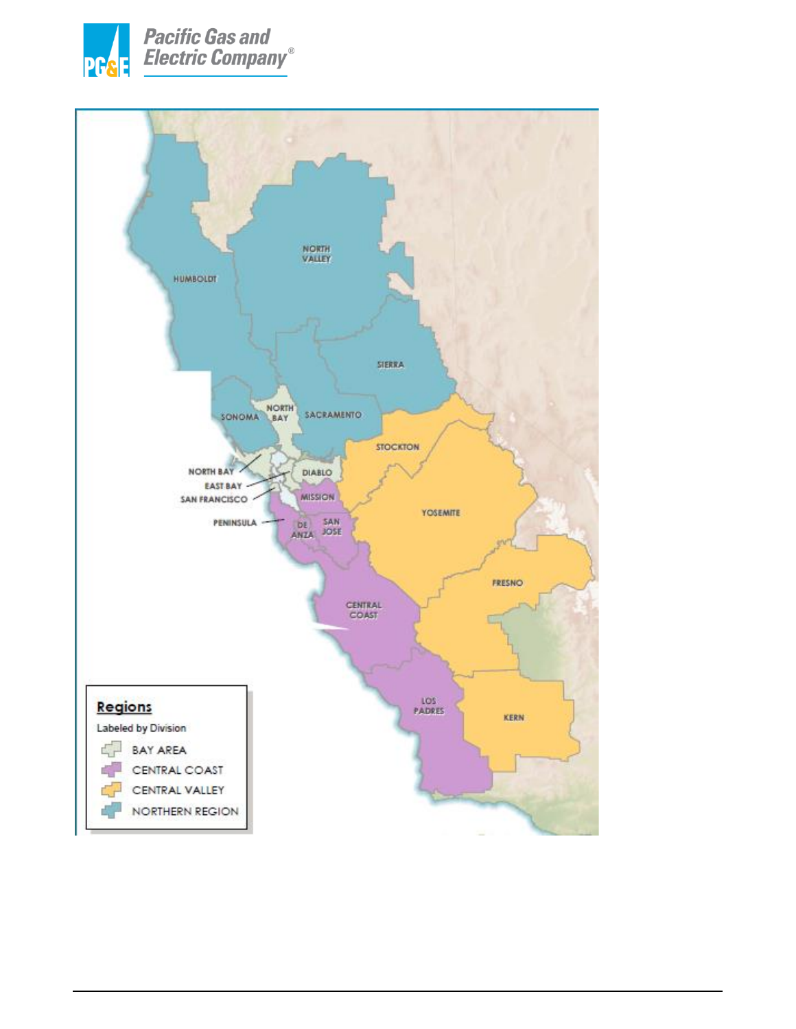Pacific Gas and Electric Company®

HUMBOLDT

NORTH VALLEY

SIERRA

SONOMA

NORTH BAY

SACRAMENTO

STOCKTON

NORTH BAY

EAST BAY

SAN FRANCISCO

DIABLO

MISSION

PENINSULA

DE ANZA

SAN JOSE

YOSEMITE

FRESNO

CENTRAL COAST

LOS PADRES

KERN

**Regions**

Labeled by Division

BAY AREA

CENTRAL COAST

CENTRAL VALLEY

NORTHERN REGION